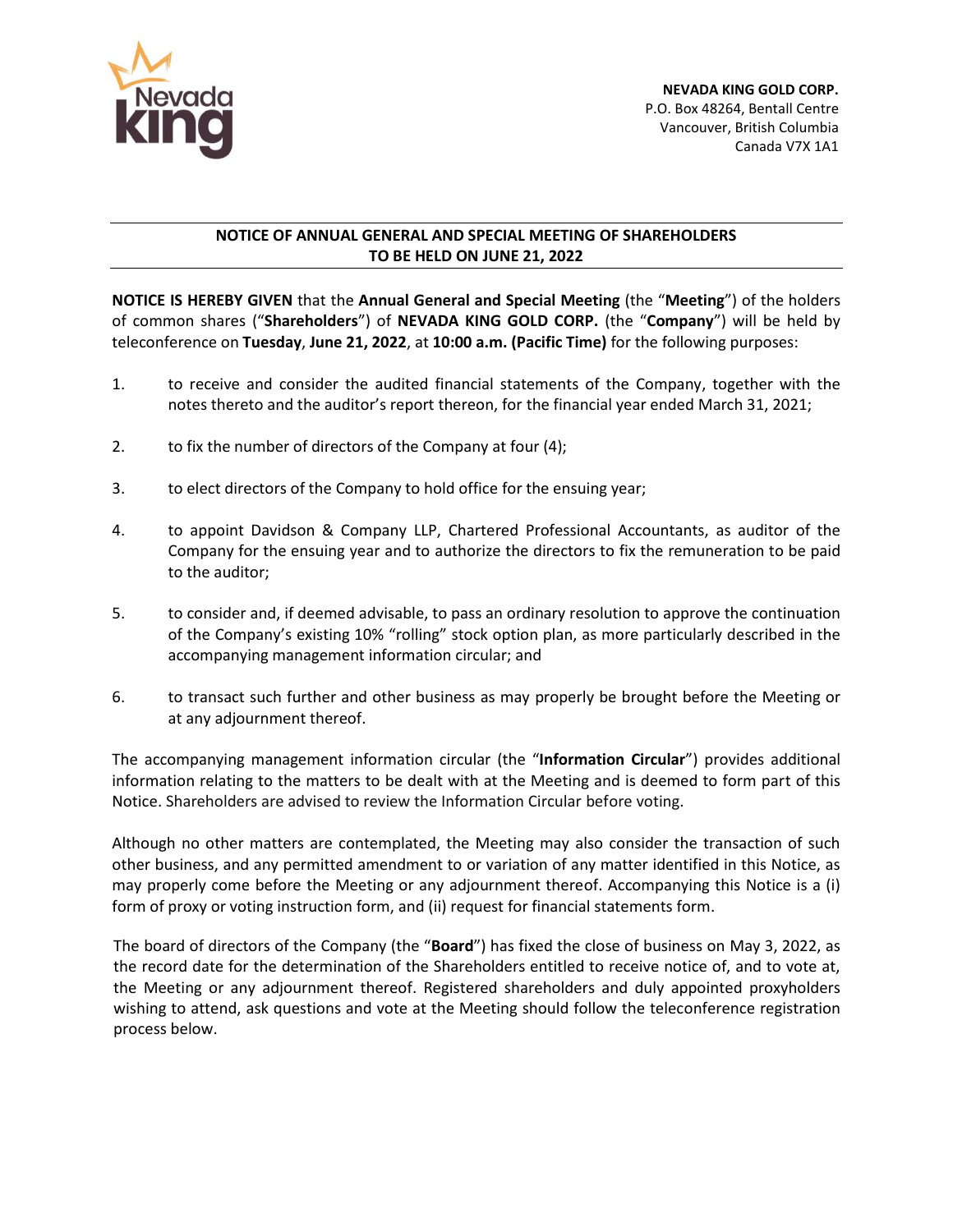**NEVADA KING GOLD CORP.**
P.O. Box 48264, Bentall Centre
Vancouver, British Columbia
Canada V7X 1A1

## NOTICE OF ANNUAL GENERAL AND SPECIAL MEETING OF SHAREHOLDERS TO BE HELD ON JUNE 21, 2022

**NOTICE IS HEREBY GIVEN** that the **Annual General and Special Meeting** (the "**Meeting**") of the holders of common shares ("**Shareholders**") of **NEVADA KING GOLD CORP.** (the "**Company**") will be held by teleconference on **Tuesday**, **June 21, 2022**, at **10:00 a.m. (Pacific Time)** for the following purposes:

1. to receive and consider the audited financial statements of the Company, together with the notes thereto and the auditor's report thereon, for the financial year ended March 31, 2021;
2. to fix the number of directors of the Company at four (4);
3. to elect directors of the Company to hold office for the ensuing year;
4. to appoint Davidson & Company LLP, Chartered Professional Accountants, as auditor of the Company for the ensuing year and to authorize the directors to fix the remuneration to be paid to the auditor;
5. to consider and, if deemed advisable, to pass an ordinary resolution to approve the continuation of the Company's existing 10% "rolling" stock option plan, as more particularly described in the accompanying management information circular; and
6. to transact such further and other business as may properly be brought before the Meeting or at any adjournment thereof.

The accompanying management information circular (the "**Information Circular**") provides additional information relating to the matters to be dealt with at the Meeting and is deemed to form part of this Notice. Shareholders are advised to review the Information Circular before voting.

Although no other matters are contemplated, the Meeting may also consider the transaction of such other business, and any permitted amendment to or variation of any matter identified in this Notice, as may properly come before the Meeting or any adjournment thereof. Accompanying this Notice is a (i) form of proxy or voting instruction form, and (ii) request for financial statements form.

The board of directors of the Company (the "**Board**") has fixed the close of business on May 3, 2022, as the record date for the determination of the Shareholders entitled to receive notice of, and to vote at, the Meeting or any adjournment thereof. Registered shareholders and duly appointed proxyholders wishing to attend, ask questions and vote at the Meeting should follow the teleconference registration process below.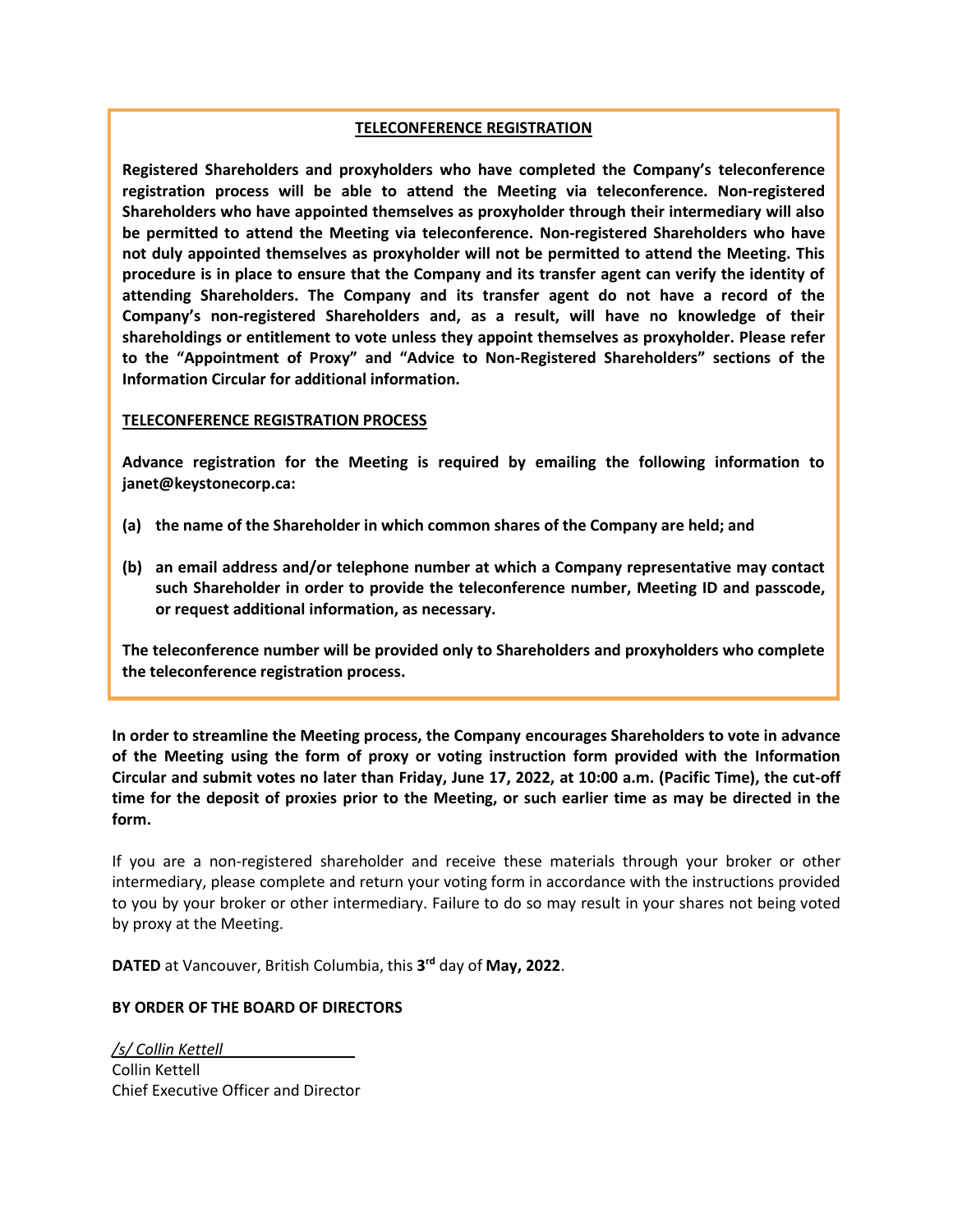**TELECONFERENCE REGISTRATION**

**Registered Shareholders and proxyholders who have completed the Company's teleconference registration process will be able to attend the Meeting via teleconference. Non-registered Shareholders who have appointed themselves as proxyholder through their intermediary will also be permitted to attend the Meeting via teleconference. Non-registered Shareholders who have not duly appointed themselves as proxyholder will not be permitted to attend the Meeting. This procedure is in place to ensure that the Company and its transfer agent can verify the identity of attending Shareholders. The Company and its transfer agent do not have a record of the Company's non-registered Shareholders and, as a result, will have no knowledge of their shareholdings or entitlement to vote unless they appoint themselves as proxyholder. Please refer to the "Appointment of Proxy" and "Advice to Non-Registered Shareholders" sections of the Information Circular for additional information.**

**TELECONFERENCE REGISTRATION PROCESS**

**Advance registration for the Meeting is required by emailing the following information to janet@keystonecorp.ca:**

**(a) the name of the Shareholder in which common shares of the Company are held; and**

**(b) an email address and/or telephone number at which a Company representative may contact such Shareholder in order to provide the teleconference number, Meeting ID and passcode, or request additional information, as necessary.**

**The teleconference number will be provided only to Shareholders and proxyholders who complete the teleconference registration process.**

**In order to streamline the Meeting process, the Company encourages Shareholders to vote in advance of the Meeting using the form of proxy or voting instruction form provided with the Information Circular and submit votes no later than Friday, June 17, 2022, at 10:00 a.m. (Pacific Time), the cut-off time for the deposit of proxies prior to the Meeting, or such earlier time as may be directed in the form.**

If you are a non-registered shareholder and receive these materials through your broker or other intermediary, please complete and return your voting form in accordance with the instructions provided to you by your broker or other intermediary. Failure to do so may result in your shares not being voted by proxy at the Meeting.

**DATED** at Vancouver, British Columbia, this **3rd** day of **May, 2022**.

**BY ORDER OF THE BOARD OF DIRECTORS**

*/s/ Collin Kettell*

Collin Kettell
Chief Executive Officer and Director